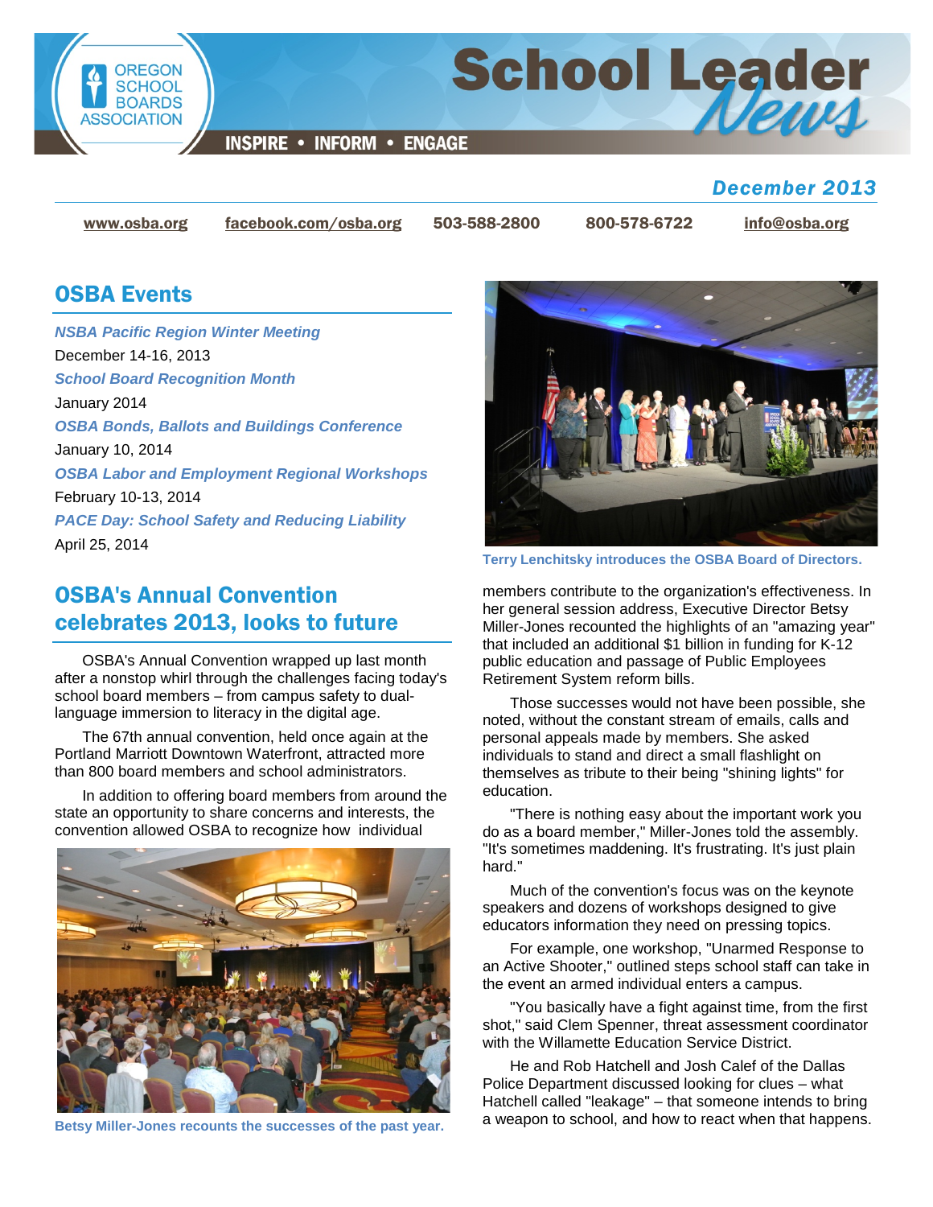# School Leader News

OREGON SCHOOL BOARDS ASSOCIATION

INSPIRE • INFORM • ENGAGE

*December 2013*

www.osba.org | facebook.com/osba.org | 503-588-2800 | 800-578-6722 | info@osba.org

## OSBA Events

***NSBA Pacific Region Winter Meeting***
December 14-16, 2013

***School Board Recognition Month***
January 2014

***OSBA Bonds, Ballots and Buildings Conference***
January 10, 2014

***OSBA Labor and Employment Regional Workshops***
February 10-13, 2014

***PACE Day: School Safety and Reducing Liability***
April 25, 2014

**Terry Lenchitsky introduces the OSBA Board of Directors.**

## OSBA's Annual Convention celebrates 2013, looks to future

OSBA's Annual Convention wrapped up last month after a nonstop whirl through the challenges facing today's school board members – from campus safety to dual-language immersion to literacy in the digital age.

The 67th annual convention, held once again at the Portland Marriott Downtown Waterfront, attracted more than 800 board members and school administrators.

In addition to offering board members from around the state an opportunity to share concerns and interests, the convention allowed OSBA to recognize how individual members contribute to the organization's effectiveness. In her general session address, Executive Director Betsy Miller-Jones recounted the highlights of an "amazing year" that included an additional $1 billion in funding for K-12 public education and passage of Public Employees Retirement System reform bills.

**Betsy Miller-Jones recounts the successes of the past year.**

Those successes would not have been possible, she noted, without the constant stream of emails, calls and personal appeals made by members. She asked individuals to stand and direct a small flashlight on themselves as tribute to their being "shining lights" for education.

"There is nothing easy about the important work you do as a board member," Miller-Jones told the assembly. "It's sometimes maddening. It's frustrating. It's just plain hard."

Much of the convention's focus was on the keynote speakers and dozens of workshops designed to give educators information they need on pressing topics.

For example, one workshop, "Unarmed Response to an Active Shooter," outlined steps school staff can take in the event an armed individual enters a campus.

"You basically have a fight against time, from the first shot," said Clem Spenner, threat assessment coordinator with the Willamette Education Service District.

He and Rob Hatchell and Josh Calef of the Dallas Police Department discussed looking for clues – what Hatchell called "leakage" – that someone intends to bring a weapon to school, and how to react when that happens.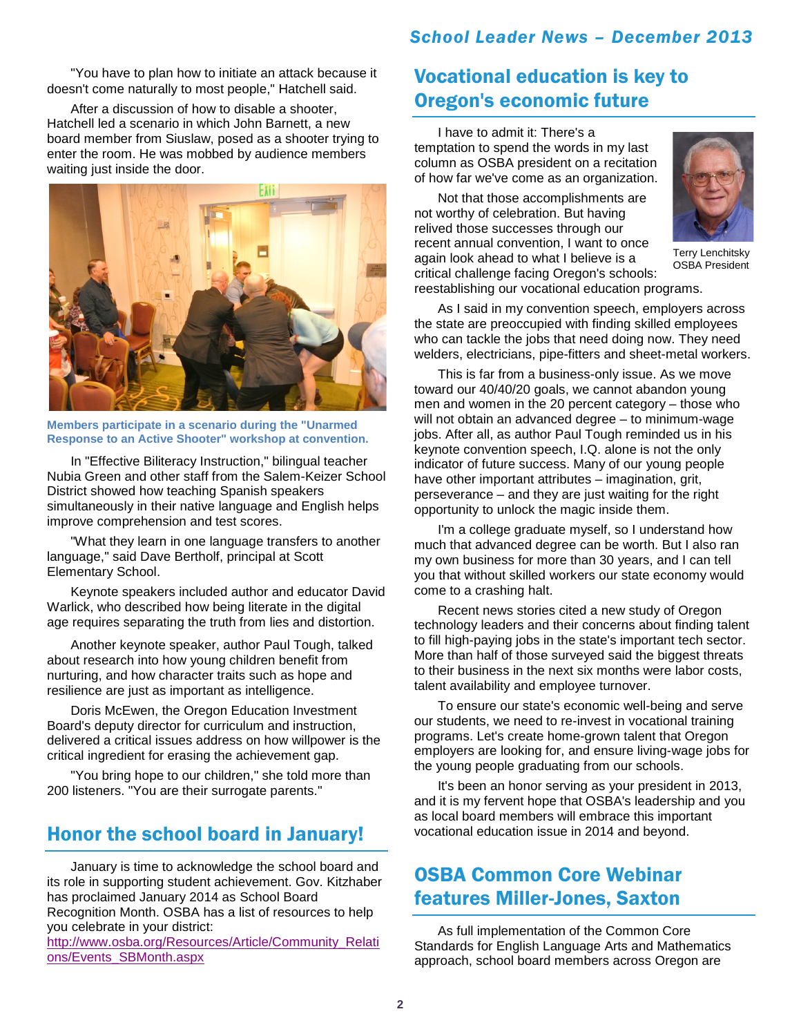"You have to plan how to initiate an attack because it doesn't come naturally to most people," Hatchell said.

After a discussion of how to disable a shooter, Hatchell led a scenario in which John Barnett, a new board member from Siuslaw, posed as a shooter trying to enter the room. He was mobbed by audience members waiting just inside the door.

**Members participate in a scenario during the "Unarmed Response to an Active Shooter" workshop at convention.**

In "Effective Biliteracy Instruction," bilingual teacher Nubia Green and other staff from the Salem-Keizer School District showed how teaching Spanish speakers simultaneously in their native language and English helps improve comprehension and test scores.

"What they learn in one language transfers to another language," said Dave Berthoff, principal at Scott Elementary School.

Keynote speakers included author and educator David Warlick, who described how being literate in the digital age requires separating the truth from lies and distortion.

Another keynote speaker, author Paul Tough, talked about research into how young children benefit from nurturing, and how character traits such as hope and resilience are just as important as intelligence.

Doris McEwen, the Oregon Education Investment Board's deputy director for curriculum and instruction, delivered a critical issues address on how willpower is the critical ingredient for erasing the achievement gap.

"You bring hope to our children," she told more than 200 listeners. "You are their surrogate parents."

## Honor the school board in January!

January is time to acknowledge the school board and its role in supporting student achievement. Gov. Kitzhaber has proclaimed January 2014 as School Board Recognition Month. OSBA has a list of resources to help you celebrate in your district:
http://www.osba.org/Resources/Article/Community_Relations/Events_SBMonth.aspx

## Vocational education is key to Oregon's economic future

I have to admit it: There's a temptation to spend the words in my last column as OSBA president on a recitation of how far we've come as an organization.

Not that those accomplishments are not worthy of celebration. But having relived those successes through our recent annual convention, I want to once again look ahead to what I believe is a critical challenge facing Oregon's schools: reestablishing our vocational education programs.

Terry Lenchitsky
OSBA President

As I said in my convention speech, employers across the state are preoccupied with finding skilled employees who can tackle the jobs that need doing now. They need welders, electricians, pipe-fitters and sheet-metal workers.

This is far from a business-only issue. As we move toward our 40/40/20 goals, we cannot abandon young men and women in the 20 percent category – those who will not obtain an advanced degree – to minimum-wage jobs. After all, as author Paul Tough reminded us in his keynote convention speech, I.Q. alone is not the only indicator of future success. Many of our young people have other important attributes – imagination, grit, perseverance – and they are just waiting for the right opportunity to unlock the magic inside them.

I'm a college graduate myself, so I understand how much that advanced degree can be worth. But I also ran my own business for more than 30 years, and I can tell you that without skilled workers our state economy would come to a crashing halt.

Recent news stories cited a new study of Oregon technology leaders and their concerns about finding talent to fill high-paying jobs in the state's important tech sector. More than half of those surveyed said the biggest threats to their business in the next six months were labor costs, talent availability and employee turnover.

To ensure our state's economic well-being and serve our students, we need to re-invest in vocational training programs. Let's create home-grown talent that Oregon employers are looking for, and ensure living-wage jobs for the young people graduating from our schools.

It's been an honor serving as your president in 2013, and it is my fervent hope that OSBA's leadership and you as local board members will embrace this important vocational education issue in 2014 and beyond.

## OSBA Common Core Webinar features Miller-Jones, Saxton

As full implementation of the Common Core Standards for English Language Arts and Mathematics approach, school board members across Oregon are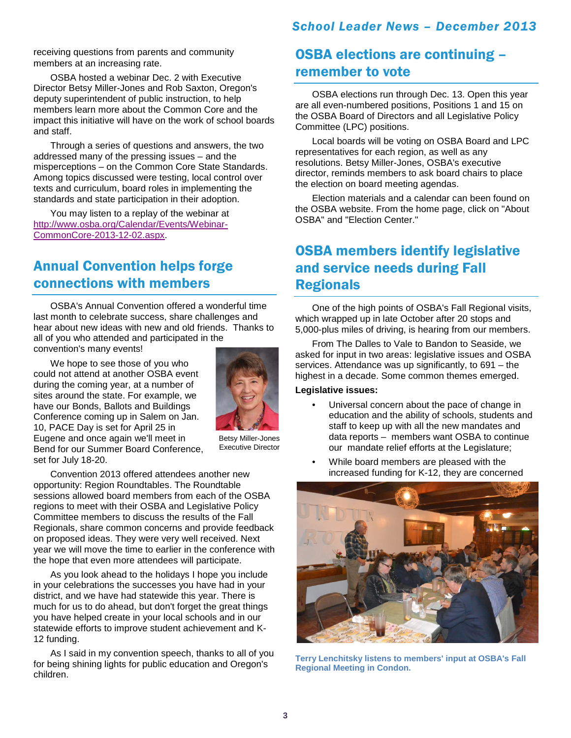receiving questions from parents and community members at an increasing rate.

OSBA hosted a webinar Dec. 2 with Executive Director Betsy Miller-Jones and Rob Saxton, Oregon's deputy superintendent of public instruction, to help members learn more about the Common Core and the impact this initiative will have on the work of school boards and staff.

Through a series of questions and answers, the two addressed many of the pressing issues – and the misperceptions – on the Common Core State Standards. Among topics discussed were testing, local control over texts and curriculum, board roles in implementing the standards and state participation in their adoption.

You may listen to a replay of the webinar at http://www.osba.org/Calendar/Events/Webinar-CommonCore-2013-12-02.aspx.

## Annual Convention helps forge connections with members

OSBA's Annual Convention offered a wonderful time last month to celebrate success, share challenges and hear about new ideas with new and old friends. Thanks to all of you who attended and participated in the convention's many events!

We hope to see those of you who could not attend at another OSBA event during the coming year, at a number of sites around the state. For example, we have our Bonds, Ballots and Buildings Conference coming up in Salem on Jan. 10, PACE Day is set for April 25 in Eugene and once again we'll meet in Bend for our Summer Board Conference, set for July 18-20.

Betsy Miller-Jones
Executive Director

Convention 2013 offered attendees another new opportunity: Region Roundtables. The Roundtable sessions allowed board members from each of the OSBA regions to meet with their OSBA and Legislative Policy Committee members to discuss the results of the Fall Regionals, share common concerns and provide feedback on proposed ideas. They were very well received. Next year we will move the time to earlier in the conference with the hope that even more attendees will participate.

As you look ahead to the holidays I hope you include in your celebrations the successes you have had in your district, and we have had statewide this year. There is much for us to do ahead, but don't forget the great things you have helped create in your local schools and in our statewide efforts to improve student achievement and K-12 funding.

As I said in my convention speech, thanks to all of you for being shining lights for public education and Oregon's children.

## OSBA elections are continuing – remember to vote

OSBA elections run through Dec. 13. Open this year are all even-numbered positions, Positions 1 and 15 on the OSBA Board of Directors and all Legislative Policy Committee (LPC) positions.

Local boards will be voting on OSBA Board and LPC representatives for each region, as well as any resolutions. Betsy Miller-Jones, OSBA's executive director, reminds members to ask board chairs to place the election on board meeting agendas.

Election materials and a calendar can been found on the OSBA website. From the home page, click on "About OSBA" and "Election Center."

## OSBA members identify legislative and service needs during Fall Regionals

One of the high points of OSBA's Fall Regional visits, which wrapped up in late October after 20 stops and 5,000-plus miles of driving, is hearing from our members.

From The Dalles to Vale to Bandon to Seaside, we asked for input in two areas: legislative issues and OSBA services. Attendance was up significantly, to 691 – the highest in a decade. Some common themes emerged.

**Legislative issues:**

- Universal concern about the pace of change in education and the ability of schools, students and staff to keep up with all the new mandates and data reports – members want OSBA to continue our mandate relief efforts at the Legislature;
- While board members are pleased with the increased funding for K-12, they are concerned

Terry Lenchitsky listens to members' input at OSBA's Fall Regional Meeting in Condon.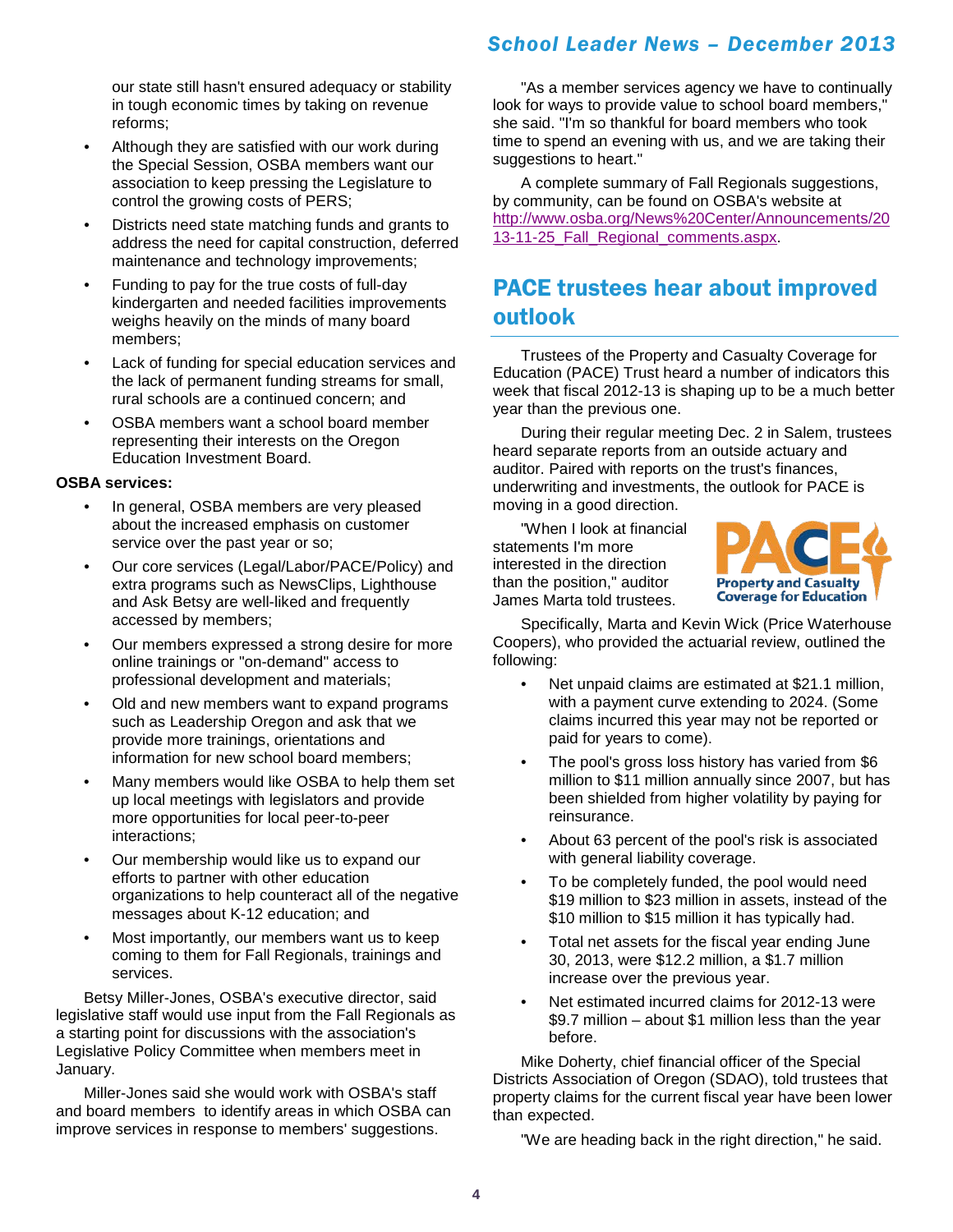our state still hasn't ensured adequacy or stability in tough economic times by taking on revenue reforms;

- Although they are satisfied with our work during the Special Session, OSBA members want our association to keep pressing the Legislature to control the growing costs of PERS;
- Districts need state matching funds and grants to address the need for capital construction, deferred maintenance and technology improvements;
- Funding to pay for the true costs of full-day kindergarten and needed facilities improvements weighs heavily on the minds of many board members;
- Lack of funding for special education services and the lack of permanent funding streams for small, rural schools are a continued concern; and
- OSBA members want a school board member representing their interests on the Oregon Education Investment Board.

**OSBA services:**

- In general, OSBA members are very pleased about the increased emphasis on customer service over the past year or so;
- Our core services (Legal/Labor/PACE/Policy) and extra programs such as NewsClips, Lighthouse and Ask Betsy are well-liked and frequently accessed by members;
- Our members expressed a strong desire for more online trainings or "on-demand" access to professional development and materials;
- Old and new members want to expand programs such as Leadership Oregon and ask that we provide more trainings, orientations and information for new school board members;
- Many members would like OSBA to help them set up local meetings with legislators and provide more opportunities for local peer-to-peer interactions;
- Our membership would like us to expand our efforts to partner with other education organizations to help counteract all of the negative messages about K-12 education; and
- Most importantly, our members want us to keep coming to them for Fall Regionals, trainings and services.

Betsy Miller-Jones, OSBA's executive director, said legislative staff would use input from the Fall Regionals as a starting point for discussions with the association's Legislative Policy Committee when members meet in January.

Miller-Jones said she would work with OSBA's staff and board members to identify areas in which OSBA can improve services in response to members' suggestions.

"As a member services agency we have to continually look for ways to provide value to school board members," she said. "I'm so thankful for board members who took time to spend an evening with us, and we are taking their suggestions to heart."

A complete summary of Fall Regionals suggestions, by community, can be found on OSBA's website at http://www.osba.org/News%20Center/Announcements/2013-11-25_Fall_Regional_comments.aspx.

## PACE trustees hear about improved outlook

Trustees of the Property and Casualty Coverage for Education (PACE) Trust heard a number of indicators this week that fiscal 2012-13 is shaping up to be a much better year than the previous one.

During their regular meeting Dec. 2 in Salem, trustees heard separate reports from an outside actuary and auditor. Paired with reports on the trust's finances, underwriting and investments, the outlook for PACE is moving in a good direction.

"When I look at financial statements I'm more interested in the direction than the position," auditor James Marta told trustees.

Specifically, Marta and Kevin Wick (Price Waterhouse Coopers), who provided the actuarial review, outlined the following:

- Net unpaid claims are estimated at $21.1 million, with a payment curve extending to 2024. (Some claims incurred this year may not be reported or paid for years to come).
- The pool's gross loss history has varied from $6 million to $11 million annually since 2007, but has been shielded from higher volatility by paying for reinsurance.
- About 63 percent of the pool's risk is associated with general liability coverage.
- To be completely funded, the pool would need $19 million to $23 million in assets, instead of the $10 million to $15 million it has typically had.
- Total net assets for the fiscal year ending June 30, 2013, were $12.2 million, a $1.7 million increase over the previous year.
- Net estimated incurred claims for 2012-13 were $9.7 million – about $1 million less than the year before.

Mike Doherty, chief financial officer of the Special Districts Association of Oregon (SDAO), told trustees that property claims for the current fiscal year have been lower than expected.

"We are heading back in the right direction," he said.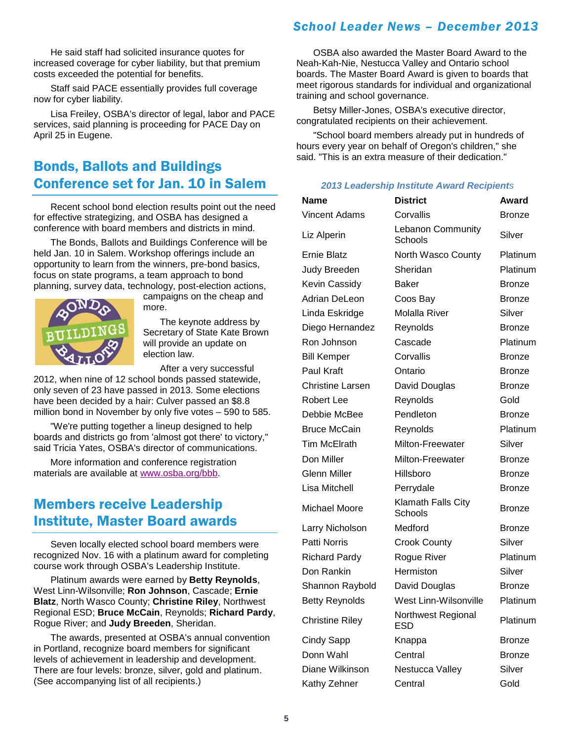He said staff had solicited insurance quotes for increased coverage for cyber liability, but that premium costs exceeded the potential for benefits.

Staff said PACE essentially provides full coverage now for cyber liability.

Lisa Freiley, OSBA's director of legal, labor and PACE services, said planning is proceeding for PACE Day on April 25 in Eugene.

## Bonds, Ballots and Buildings Conference set for Jan. 10 in Salem

Recent school bond election results point out the need for effective strategizing, and OSBA has designed a conference with board members and districts in mind.

The Bonds, Ballots and Buildings Conference will be held Jan. 10 in Salem. Workshop offerings include an opportunity to learn from the winners, pre-bond basics, focus on state programs, a team approach to bond planning, survey data, technology, post-election actions, campaigns on the cheap and more.

The keynote address by Secretary of State Kate Brown will provide an update on election law.

After a very successful 2012, when nine of 12 school bonds passed statewide, only seven of 23 have passed in 2013. Some elections have been decided by a hair: Culver passed an $8.8 million bond in November by only five votes – 590 to 585.

"We're putting together a lineup designed to help boards and districts go from 'almost got there' to victory," said Tricia Yates, OSBA's director of communications.

More information and conference registration materials are available at www.osba.org/bbb.

## Members receive Leadership Institute, Master Board awards

Seven locally elected school board members were recognized Nov. 16 with a platinum award for completing course work through OSBA's Leadership Institute.

Platinum awards were earned by **Betty Reynolds**, West Linn-Wilsonville; **Ron Johnson**, Cascade; **Ernie Blatz**, North Wasco County; **Christine Riley**, Northwest Regional ESD; **Bruce McCain**, Reynolds; **Richard Pardy**, Rogue River; and **Judy Breeden**, Sheridan.

The awards, presented at OSBA's annual convention in Portland, recognize board members for significant levels of achievement in leadership and development. There are four levels: bronze, silver, gold and platinum. (See accompanying list of all recipients.)

OSBA also awarded the Master Board Award to the Neah-Kah-Nie, Nestucca Valley and Ontario school boards. The Master Board Award is given to boards that meet rigorous standards for individual and organizational training and school governance.

Betsy Miller-Jones, OSBA's executive director, congratulated recipients on their achievement.

"School board members already put in hundreds of hours every year on behalf of Oregon's children," she said. "This is an extra measure of their dedication."

*2013 Leadership Institute Award Recipients*

| Name | District | Award |
|---|---|---|
| Vincent Adams | Corvallis | Bronze |
| Liz Alperin | Lebanon Community Schools | Silver |
| Ernie Blatz | North Wasco County | Platinum |
| Judy Breeden | Sheridan | Platinum |
| Kevin Cassidy | Baker | Bronze |
| Adrian DeLeon | Coos Bay | Bronze |
| Linda Eskridge | Molalla River | Silver |
| Diego Hernandez | Reynolds | Bronze |
| Ron Johnson | Cascade | Platinum |
| Bill Kemper | Corvallis | Bronze |
| Paul Kraft | Ontario | Bronze |
| Christine Larsen | David Douglas | Bronze |
| Robert Lee | Reynolds | Gold |
| Debbie McBee | Pendleton | Bronze |
| Bruce McCain | Reynolds | Platinum |
| Tim McElrath | Milton-Freewater | Silver |
| Don Miller | Milton-Freewater | Bronze |
| Glenn Miller | Hillsboro | Bronze |
| Lisa Mitchell | Perrydale | Bronze |
| Michael Moore | Klamath Falls City Schools | Bronze |
| Larry Nicholson | Medford | Bronze |
| Patti Norris | Crook County | Silver |
| Richard Pardy | Rogue River | Platinum |
| Don Rankin | Hermiston | Silver |
| Shannon Raybold | David Douglas | Bronze |
| Betty Reynolds | West Linn-Wilsonville | Platinum |
| Christine Riley | Northwest Regional ESD | Platinum |
| Cindy Sapp | Knappa | Bronze |
| Donn Wahl | Central | Bronze |
| Diane Wilkinson | Nestucca Valley | Silver |
| Kathy Zehner | Central | Gold |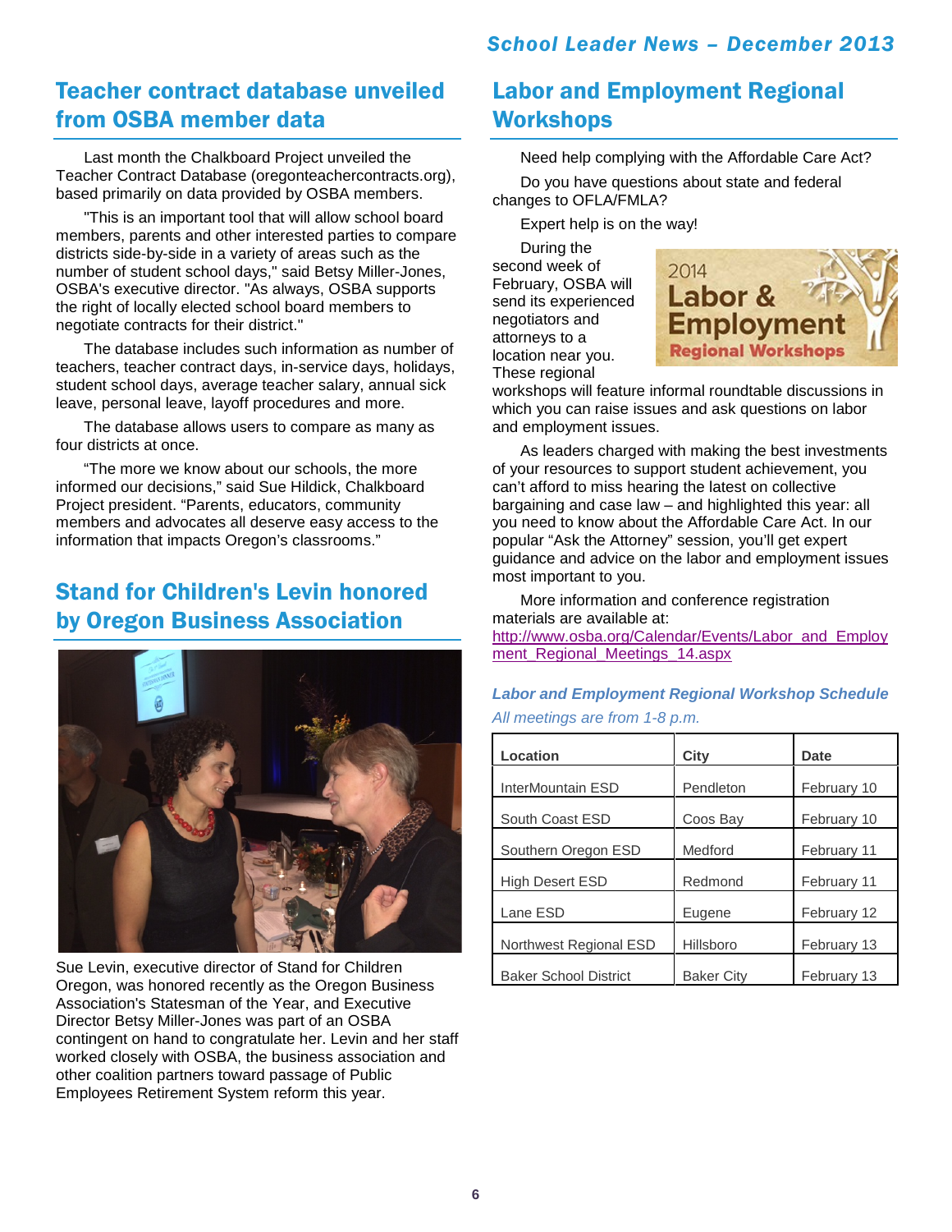## Teacher contract database unveiled from OSBA member data

Last month the Chalkboard Project unveiled the Teacher Contract Database (oregonteachercontracts.org), based primarily on data provided by OSBA members.

"This is an important tool that will allow school board members, parents and other interested parties to compare districts side-by-side in a variety of areas such as the number of student school days," said Betsy Miller-Jones, OSBA's executive director. "As always, OSBA supports the right of locally elected school board members to negotiate contracts for their district."

The database includes such information as number of teachers, teacher contract days, in-service days, holidays, student school days, average teacher salary, annual sick leave, personal leave, layoff procedures and more.

The database allows users to compare as many as four districts at once.

"The more we know about our schools, the more informed our decisions," said Sue Hildick, Chalkboard Project president. "Parents, educators, community members and advocates all deserve easy access to the information that impacts Oregon's classrooms."

## Stand for Children's Levin honored by Oregon Business Association

Sue Levin, executive director of Stand for Children Oregon, was honored recently as the Oregon Business Association's Statesman of the Year, and Executive Director Betsy Miller-Jones was part of an OSBA contingent on hand to congratulate her. Levin and her staff worked closely with OSBA, the business association and other coalition partners toward passage of Public Employees Retirement System reform this year.

## Labor and Employment Regional Workshops

Need help complying with the Affordable Care Act?

Do you have questions about state and federal changes to OFLA/FMLA?

Expert help is on the way!

2014 Labor & Employment Regional Workshops

During the second week of February, OSBA will send its experienced negotiators and attorneys to a location near you. These regional workshops will feature informal roundtable discussions in which you can raise issues and ask questions on labor and employment issues.

As leaders charged with making the best investments of your resources to support student achievement, you can't afford to miss hearing the latest on collective bargaining and case law – and highlighted this year: all you need to know about the Affordable Care Act. In our popular "Ask the Attorney" session, you'll get expert guidance and advice on the labor and employment issues most important to you.

More information and conference registration materials are available at: http://www.osba.org/Calendar/Events/Labor_and_Employment_Regional_Meetings_14.aspx

***Labor and Employment Regional Workshop Schedule***

*All meetings are from 1-8 p.m.*

| Location | City | Date |
|---|---|---|
| InterMountain ESD | Pendleton | February 10 |
| South Coast ESD | Coos Bay | February 10 |
| Southern Oregon ESD | Medford | February 11 |
| High Desert ESD | Redmond | February 11 |
| Lane ESD | Eugene | February 12 |
| Northwest Regional ESD | Hillsboro | February 13 |
| Baker School District | Baker City | February 13 |